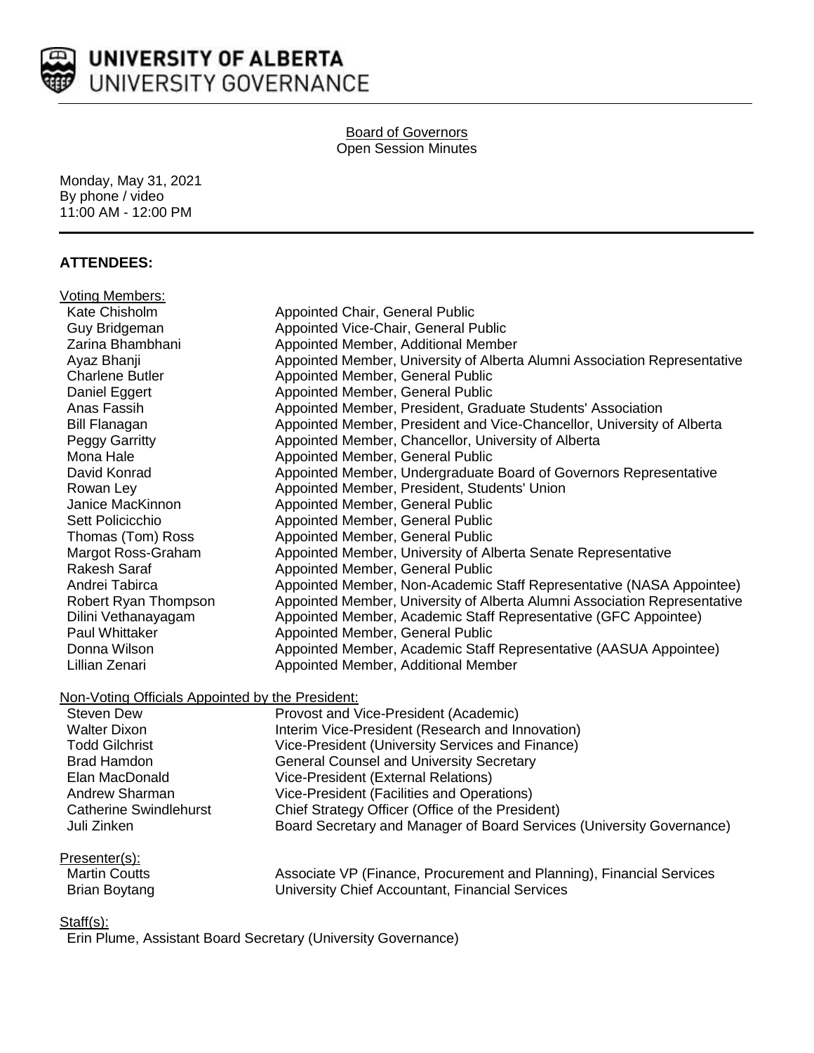UNIVERSITY OF ALBERTA
UNIVERSITY GOVERNANCE

Board of Governors
Open Session Minutes

Monday, May 31, 2021
By phone / video
11:00 AM - 12:00 PM

## ATTENDEES:

Voting Members:

| | |
|---|---|
| Kate Chisholm | Appointed Chair, General Public |
| Guy Bridgeman | Appointed Vice-Chair, General Public |
| Zarina Bhambhani | Appointed Member, Additional Member |
| Ayaz Bhanji | Appointed Member, University of Alberta Alumni Association Representative |
| Charlene Butler | Appointed Member, General Public |
| Daniel Eggert | Appointed Member, General Public |
| Anas Fassih | Appointed Member, President, Graduate Students' Association |
| Bill Flanagan | Appointed Member, President and Vice-Chancellor, University of Alberta |
| Peggy Garritty | Appointed Member, Chancellor, University of Alberta |
| Mona Hale | Appointed Member, General Public |
| David Konrad | Appointed Member, Undergraduate Board of Governors Representative |
| Rowan Ley | Appointed Member, President, Students' Union |
| Janice MacKinnon | Appointed Member, General Public |
| Sett Policicchio | Appointed Member, General Public |
| Thomas (Tom) Ross | Appointed Member, General Public |
| Margot Ross-Graham | Appointed Member, University of Alberta Senate Representative |
| Rakesh Saraf | Appointed Member, General Public |
| Andrei Tabirca | Appointed Member, Non-Academic Staff Representative (NASA Appointee) |
| Robert Ryan Thompson | Appointed Member, University of Alberta Alumni Association Representative |
| Dilini Vethanayagam | Appointed Member, Academic Staff Representative (GFC Appointee) |
| Paul Whittaker | Appointed Member, General Public |
| Donna Wilson | Appointed Member, Academic Staff Representative (AASUA Appointee) |
| Lillian Zenari | Appointed Member, Additional Member |

Non-Voting Officials Appointed by the President:

| | |
|---|---|
| Steven Dew | Provost and Vice-President (Academic) |
| Walter Dixon | Interim Vice-President (Research and Innovation) |
| Todd Gilchrist | Vice-President (University Services and Finance) |
| Brad Hamdon | General Counsel and University Secretary |
| Elan MacDonald | Vice-President (External Relations) |
| Andrew Sharman | Vice-President (Facilities and Operations) |
| Catherine Swindlehurst | Chief Strategy Officer (Office of the President) |
| Juli Zinken | Board Secretary and Manager of Board Services (University Governance) |

Presenter(s):

| | |
|---|---|
| Martin Coutts | Associate VP (Finance, Procurement and Planning), Financial Services |
| Brian Boytang | University Chief Accountant, Financial Services |

Staff(s):

Erin Plume, Assistant Board Secretary (University Governance)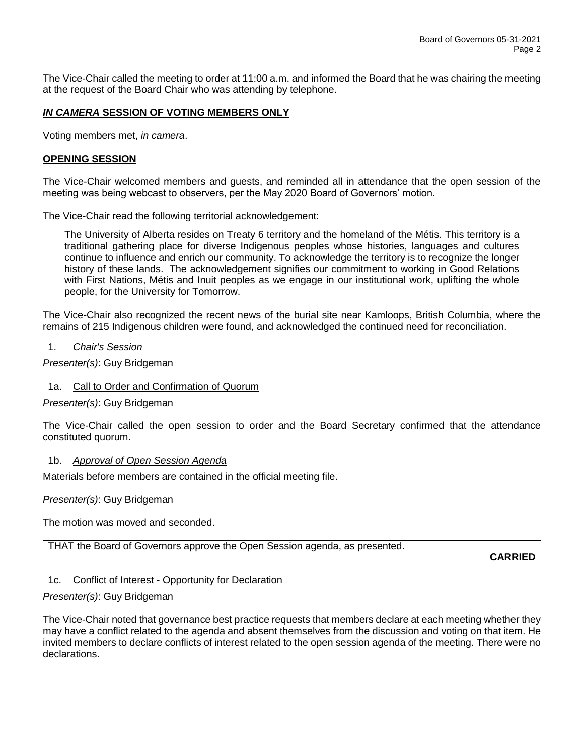The Vice-Chair called the meeting to order at 11:00 a.m. and informed the Board that he was chairing the meeting at the request of the Board Chair who was attending by telephone.

## ***IN CAMERA*** **SESSION OF VOTING MEMBERS ONLY**

Voting members met, *in camera*.

## **OPENING SESSION**

The Vice-Chair welcomed members and guests, and reminded all in attendance that the open session of the meeting was being webcast to observers, per the May 2020 Board of Governors' motion.

The Vice-Chair read the following territorial acknowledgement:

> The University of Alberta resides on Treaty 6 territory and the homeland of the Métis. This territory is a traditional gathering place for diverse Indigenous peoples whose histories, languages and cultures continue to influence and enrich our community. To acknowledge the territory is to recognize the longer history of these lands. The acknowledgement signifies our commitment to working in Good Relations with First Nations, Métis and Inuit peoples as we engage in our institutional work, uplifting the whole people, for the University for Tomorrow.

The Vice-Chair also recognized the recent news of the burial site near Kamloops, British Columbia, where the remains of 215 Indigenous children were found, and acknowledged the continued need for reconciliation.

### 1. *Chair's Session*

*Presenter(s)*: Guy Bridgeman

### 1a. Call to Order and Confirmation of Quorum

*Presenter(s)*: Guy Bridgeman

The Vice-Chair called the open session to order and the Board Secretary confirmed that the attendance constituted quorum.

### 1b. *Approval of Open Session Agenda*

Materials before members are contained in the official meeting file.

*Presenter(s)*: Guy Bridgeman

The motion was moved and seconded.

THAT the Board of Governors approve the Open Session agenda, as presented.

**CARRIED**

### 1c. Conflict of Interest - Opportunity for Declaration

*Presenter(s)*: Guy Bridgeman

The Vice-Chair noted that governance best practice requests that members declare at each meeting whether they may have a conflict related to the agenda and absent themselves from the discussion and voting on that item. He invited members to declare conflicts of interest related to the open session agenda of the meeting. There were no declarations.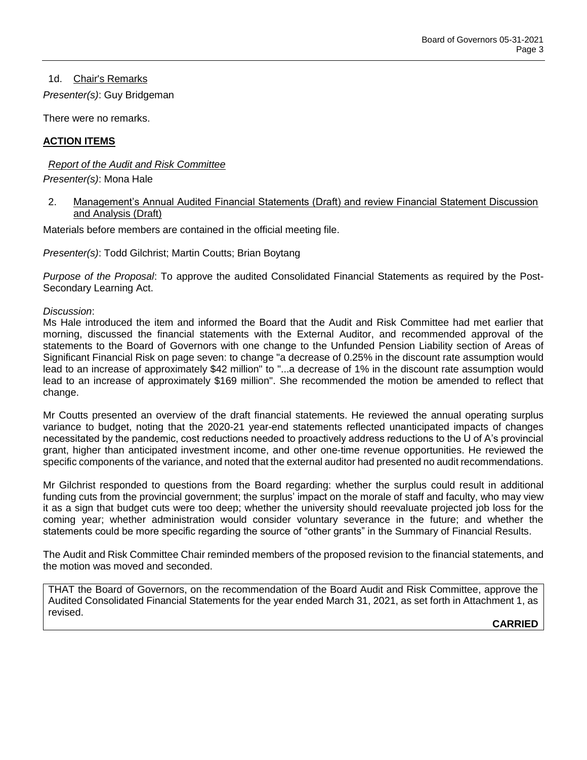1d. Chair's Remarks

*Presenter(s)*: Guy Bridgeman

There were no remarks.

## ACTION ITEMS

*Report of the Audit and Risk Committee*

*Presenter(s)*: Mona Hale

2. Management's Annual Audited Financial Statements (Draft) and review Financial Statement Discussion and Analysis (Draft)

Materials before members are contained in the official meeting file.

*Presenter(s)*: Todd Gilchrist; Martin Coutts; Brian Boytang

*Purpose of the Proposal*: To approve the audited Consolidated Financial Statements as required by the Post-Secondary Learning Act.

*Discussion*:

Ms Hale introduced the item and informed the Board that the Audit and Risk Committee had met earlier that morning, discussed the financial statements with the External Auditor, and recommended approval of the statements to the Board of Governors with one change to the Unfunded Pension Liability section of Areas of Significant Financial Risk on page seven: to change "a decrease of 0.25% in the discount rate assumption would lead to an increase of approximately $42 million" to "...a decrease of 1% in the discount rate assumption would lead to an increase of approximately $169 million". She recommended the motion be amended to reflect that change.

Mr Coutts presented an overview of the draft financial statements. He reviewed the annual operating surplus variance to budget, noting that the 2020-21 year-end statements reflected unanticipated impacts of changes necessitated by the pandemic, cost reductions needed to proactively address reductions to the U of A's provincial grant, higher than anticipated investment income, and other one-time revenue opportunities. He reviewed the specific components of the variance, and noted that the external auditor had presented no audit recommendations.

Mr Gilchrist responded to questions from the Board regarding: whether the surplus could result in additional funding cuts from the provincial government; the surplus' impact on the morale of staff and faculty, who may view it as a sign that budget cuts were too deep; whether the university should reevaluate projected job loss for the coming year; whether administration would consider voluntary severance in the future; and whether the statements could be more specific regarding the source of "other grants" in the Summary of Financial Results.

The Audit and Risk Committee Chair reminded members of the proposed revision to the financial statements, and the motion was moved and seconded.

THAT the Board of Governors, on the recommendation of the Board Audit and Risk Committee, approve the Audited Consolidated Financial Statements for the year ended March 31, 2021, as set forth in Attachment 1, as revised.

**CARRIED**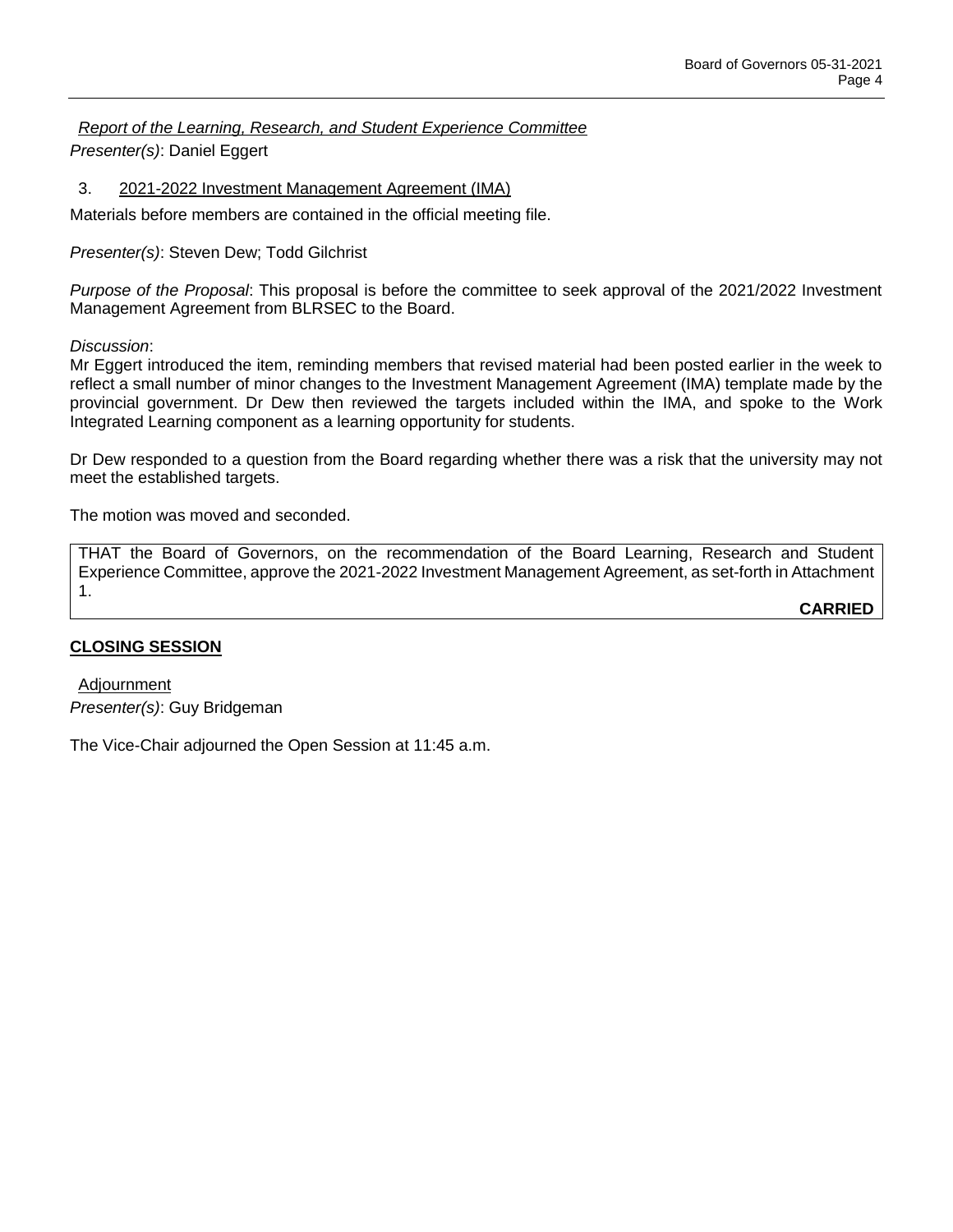*Report of the Learning, Research, and Student Experience Committee*

*Presenter(s)*: Daniel Eggert

3. 2021-2022 Investment Management Agreement (IMA)

Materials before members are contained in the official meeting file.

*Presenter(s)*: Steven Dew; Todd Gilchrist

*Purpose of the Proposal*: This proposal is before the committee to seek approval of the 2021/2022 Investment Management Agreement from BLRSEC to the Board.

*Discussion*:

Mr Eggert introduced the item, reminding members that revised material had been posted earlier in the week to reflect a small number of minor changes to the Investment Management Agreement (IMA) template made by the provincial government. Dr Dew then reviewed the targets included within the IMA, and spoke to the Work Integrated Learning component as a learning opportunity for students.

Dr Dew responded to a question from the Board regarding whether there was a risk that the university may not meet the established targets.

The motion was moved and seconded.

THAT the Board of Governors, on the recommendation of the Board Learning, Research and Student Experience Committee, approve the 2021-2022 Investment Management Agreement, as set-forth in Attachment 1.

**CARRIED**

**CLOSING SESSION**

Adjournment

*Presenter(s)*: Guy Bridgeman

The Vice-Chair adjourned the Open Session at 11:45 a.m.